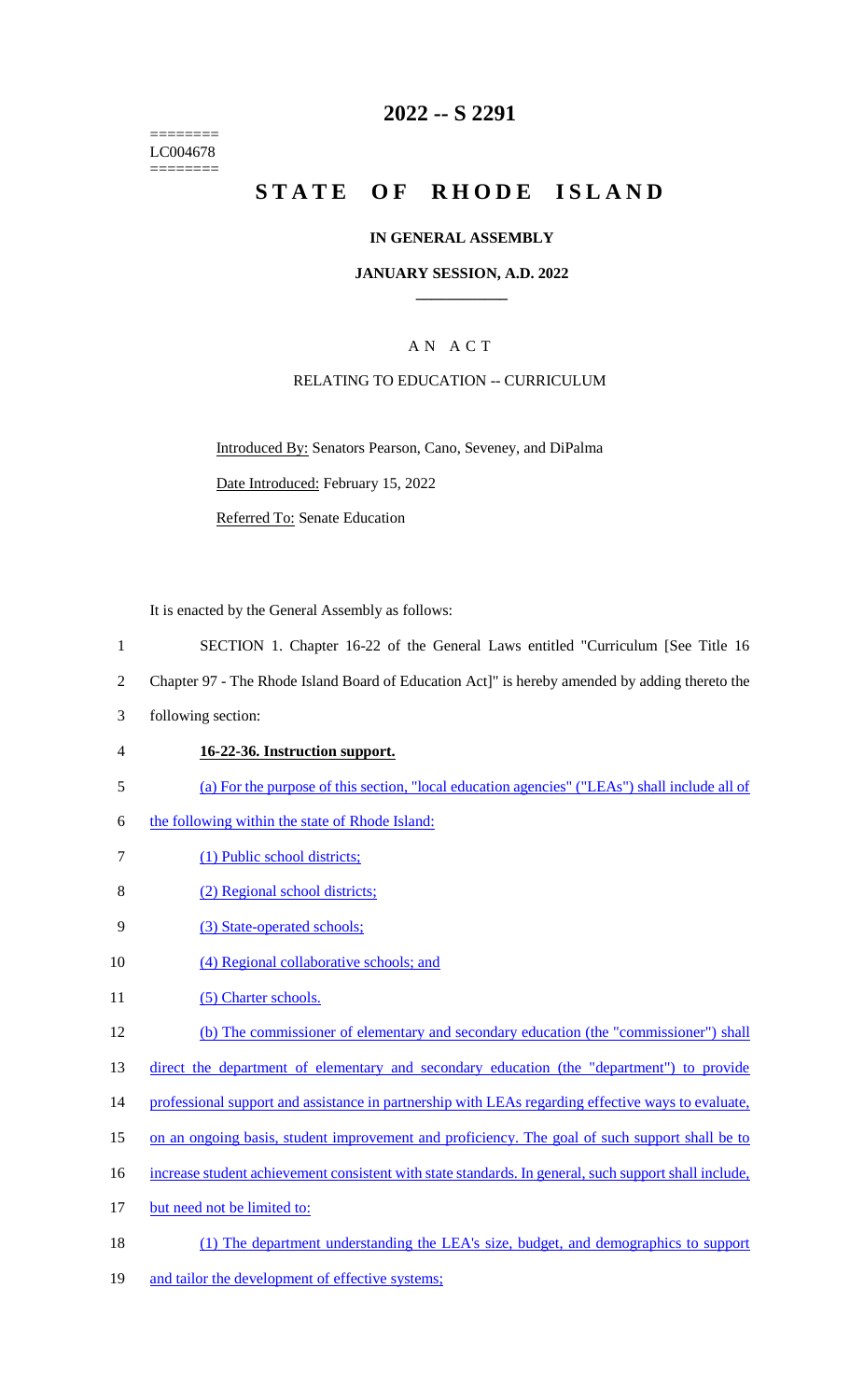========
LC004678
========

# 2022 -- S 2291

# STATE OF RHODE ISLAND

## IN GENERAL ASSEMBLY

### JANUARY SESSION, A.D. 2022

---

## A N A C T

RELATING TO EDUCATION -- CURRICULUM

Introduced By: Senators Pearson, Cano, Seveney, and DiPalma

Date Introduced: February 15, 2022

Referred To: Senate Education

It is enacted by the General Assembly as follows:

1 SECTION 1. Chapter 16-22 of the General Laws entitled "Curriculum [See Title 16
2 Chapter 97 - The Rhode Island Board of Education Act]" is hereby amended by adding thereto the
3 following section:

4 **16-22-36. Instruction support.**

5 (a) For the purpose of this section, "local education agencies" ("LEAs") shall include all of
6 the following within the state of Rhode Island:

7 (1) Public school districts;

8 (2) Regional school districts;

9 (3) State-operated schools;

10 (4) Regional collaborative schools; and

11 (5) Charter schools.

12 (b) The commissioner of elementary and secondary education (the "commissioner") shall
13 direct the department of elementary and secondary education (the "department") to provide
14 professional support and assistance in partnership with LEAs regarding effective ways to evaluate,
15 on an ongoing basis, student improvement and proficiency. The goal of such support shall be to
16 increase student achievement consistent with state standards. In general, such support shall include,
17 but need not be limited to:

18 (1) The department understanding the LEA's size, budget, and demographics to support
19 and tailor the development of effective systems;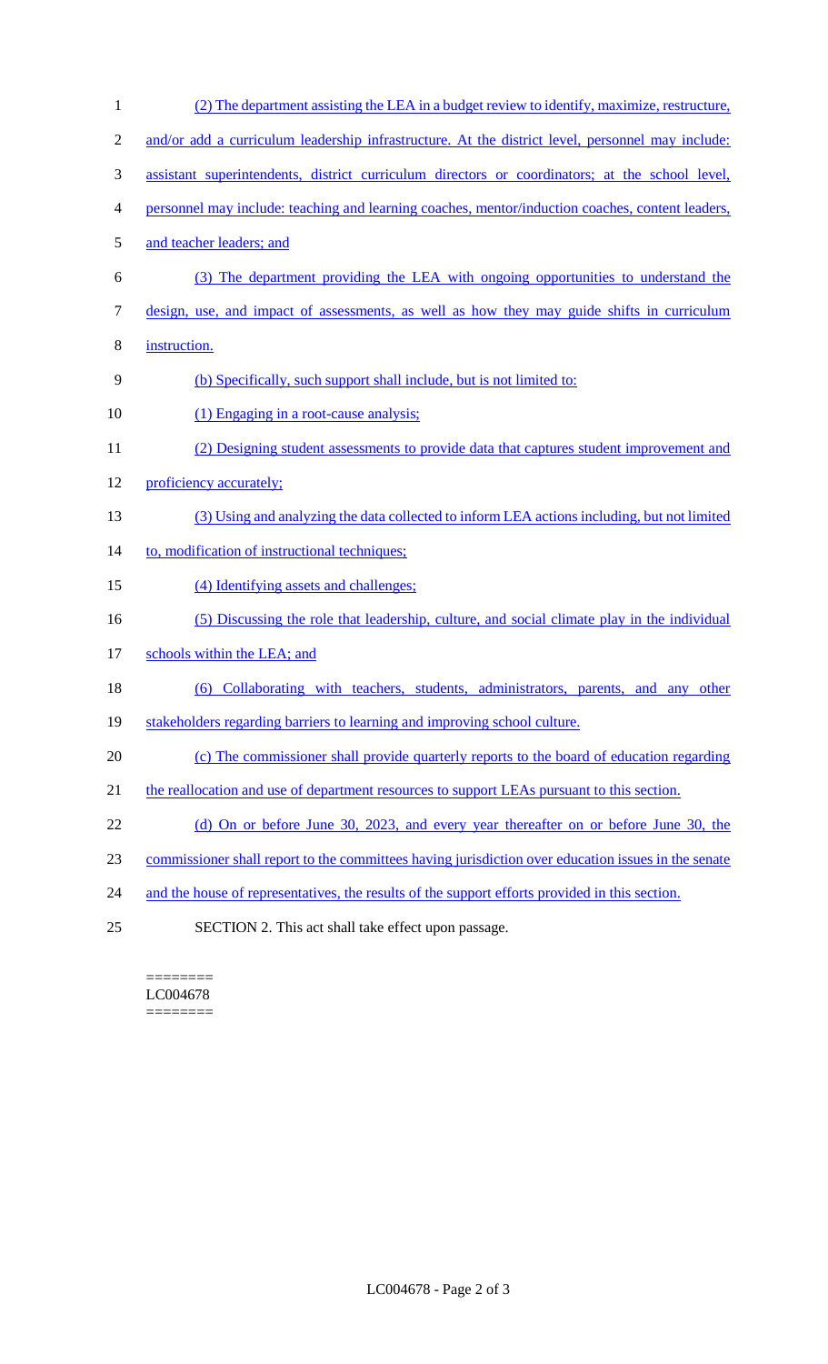(2) The department assisting the LEA in a budget review to identify, maximize, restructure, and/or add a curriculum leadership infrastructure. At the district level, personnel may include: assistant superintendents, district curriculum directors or coordinators; at the school level, personnel may include: teaching and learning coaches, mentor/induction coaches, content leaders, and teacher leaders; and

(3) The department providing the LEA with ongoing opportunities to understand the design, use, and impact of assessments, as well as how they may guide shifts in curriculum instruction.

(b) Specifically, such support shall include, but is not limited to:

(1) Engaging in a root-cause analysis;

(2) Designing student assessments to provide data that captures student improvement and proficiency accurately;

(3) Using and analyzing the data collected to inform LEA actions including, but not limited to, modification of instructional techniques;

(4) Identifying assets and challenges;

(5) Discussing the role that leadership, culture, and social climate play in the individual schools within the LEA; and

(6) Collaborating with teachers, students, administrators, parents, and any other stakeholders regarding barriers to learning and improving school culture.

(c) The commissioner shall provide quarterly reports to the board of education regarding the reallocation and use of department resources to support LEAs pursuant to this section.

(d) On or before June 30, 2023, and every year thereafter on or before June 30, the commissioner shall report to the committees having jurisdiction over education issues in the senate and the house of representatives, the results of the support efforts provided in this section.

SECTION 2. This act shall take effect upon passage.

========
LC004678
========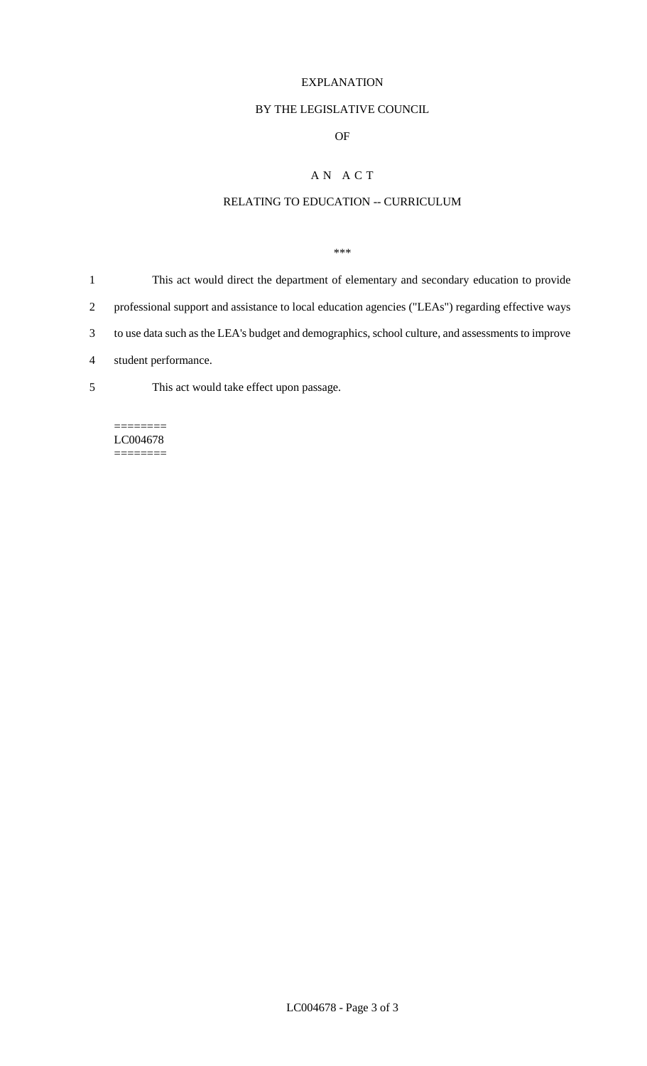EXPLANATION

BY THE LEGISLATIVE COUNCIL

OF

A N  A C T

RELATING TO EDUCATION -- CURRICULUM

\*\*\*

1 This act would direct the department of elementary and secondary education to provide
2 professional support and assistance to local education agencies ("LEAs") regarding effective ways
3 to use data such as the LEA's budget and demographics, school culture, and assessments to improve
4 student performance.
5 This act would take effect upon passage.

========
LC004678
========